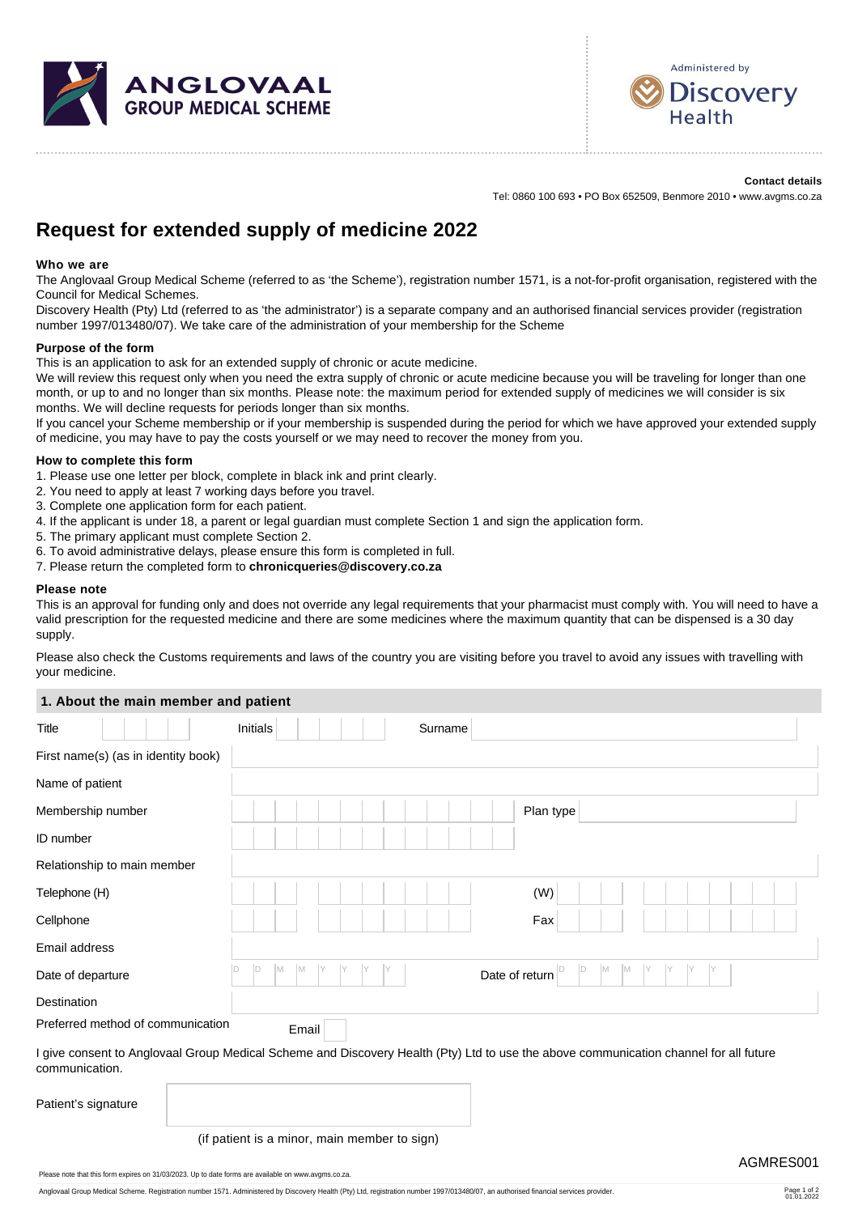ANGLOVAAL GROUP MEDICAL SCHEME

Administered by Discovery Health

**Contact details**

Tel: 0860 100 693 • PO Box 652509, Benmore 2010 • www.avgms.co.za

# Request for extended supply of medicine 2022

### Who we are

The Anglovaal Group Medical Scheme (referred to as 'the Scheme'), registration number 1571, is a not-for-profit organisation, registered with the Council for Medical Schemes.
Discovery Health (Pty) Ltd (referred to as 'the administrator') is a separate company and an authorised financial services provider (registration number 1997/013480/07). We take care of the administration of your membership for the Scheme

### Purpose of the form

This is an application to ask for an extended supply of chronic or acute medicine.
We will review this request only when you need the extra supply of chronic or acute medicine because you will be traveling for longer than one month, or up to and no longer than six months. Please note: the maximum period for extended supply of medicines we will consider is six months. We will decline requests for periods longer than six months.
If you cancel your Scheme membership or if your membership is suspended during the period for which we have approved your extended supply of medicine, you may have to pay the costs yourself or we may need to recover the money from you.

### How to complete this form

1. Please use one letter per block, complete in black ink and print clearly.
2. You need to apply at least 7 working days before you travel.
3. Complete one application form for each patient.
4. If the applicant is under 18, a parent or legal guardian must complete Section 1 and sign the application form.
5. The primary applicant must complete Section 2.
6. To avoid administrative delays, please ensure this form is completed in full.
7. Please return the completed form to **chronicqueries@discovery.co.za**

### Please note

This is an approval for funding only and does not override any legal requirements that your pharmacist must comply with. You will need to have a valid prescription for the requested medicine and there are some medicines where the maximum quantity that can be dispensed is a 30 day supply.

Please also check the Customs requirements and laws of the country you are visiting before you travel to avoid any issues with travelling with your medicine.

## 1. About the main member and patient

| | | | |
|---|---|---|---|
| Title | | Initials | |
| Surname | | | |
| First name(s) (as in identity book) | | | |
| Name of patient | | | |
| Membership number | | Plan type | |
| ID number | | | |
| Relationship to main member | | | |
| Telephone (H) | | (W) | |
| Cellphone | | Fax | |
| Email address | | | |
| Date of departure | D D M M Y Y Y Y | Date of return | D D M M Y Y Y Y |
| Destination | | | |
| Preferred method of communication | Email | | |

I give consent to Anglovaal Group Medical Scheme and Discovery Health (Pty) Ltd to use the above communication channel for all future communication.

Patient's signature

(if patient is a minor, main member to sign)

AGMRES001

Please note that this form expires on 31/03/2023. Up to date forms are available on www.avgms.co.za.

Anglovaal Group Medical Scheme. Registration number 1571. Administered by Discovery Health (Pty) Ltd, registration number 1997/013480/07, an authorised financial services provider.

01.01.2022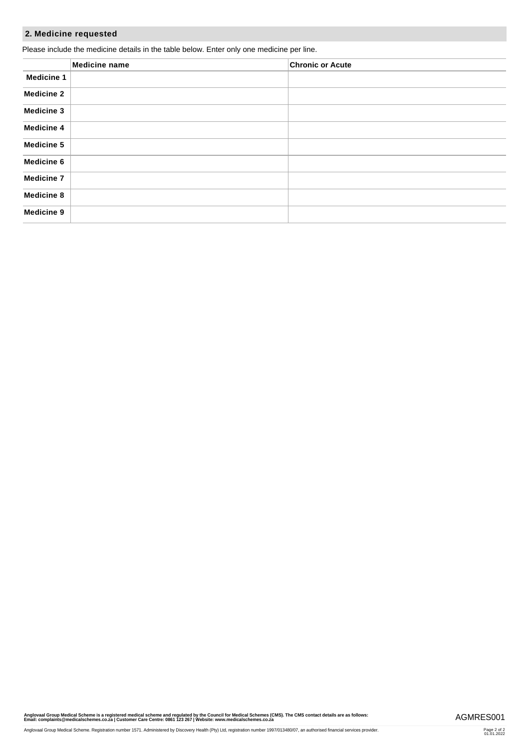## 2. Medicine requested

Please include the medicine details in the table below. Enter only one medicine per line.

| | Medicine name | Chronic or Acute |
|---|---|---|
| **Medicine 1** | | |
| **Medicine 2** | | |
| **Medicine 3** | | |
| **Medicine 4** | | |
| **Medicine 5** | | |
| **Medicine 6** | | |
| **Medicine 7** | | |
| **Medicine 8** | | |
| **Medicine 9** | | |

**Anglovaal Group Medical Scheme is a registered medical scheme and regulated by the Council for Medical Schemes (CMS). The CMS contact details are as follows:**
**Email: complaints@medicalschemes.co.za | Customer Care Centre: 0861 123 267 | Website: www.medicalschemes.co.za**

AGMRES001

Anglovaal Group Medical Scheme. Registration number 1571. Administered by Discovery Health (Pty) Ltd, registration number 1997/013480/07, an authorised financial services provider.

01.01.2022